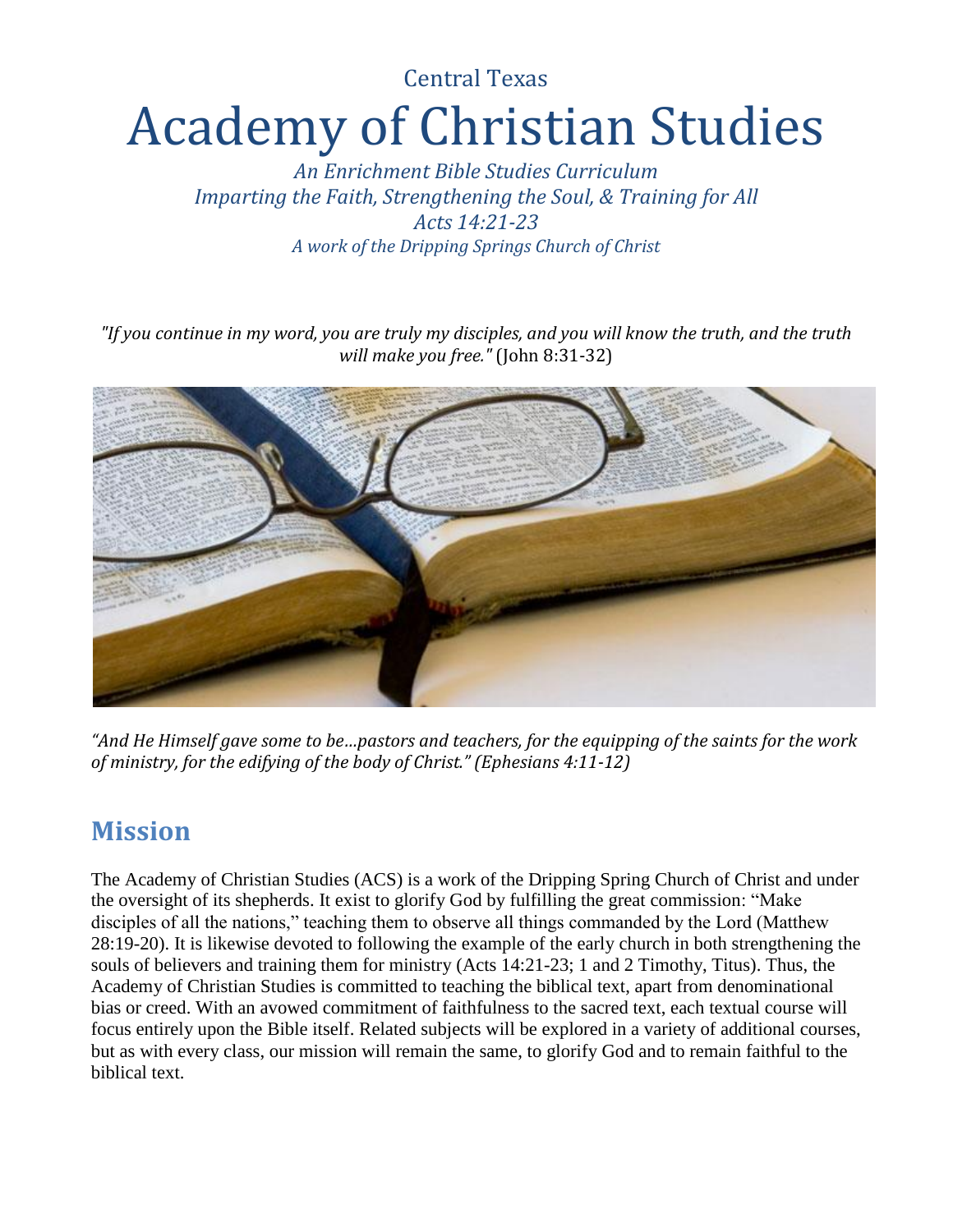Central Texas

# Academy of Christian Studies

*An Enrichment Bible Studies Curriculum*
*Imparting the Faith, Strengthening the Soul, & Training for All*
*Acts 14:21-23*
*A work of the Dripping Springs Church of Christ*

*"If you continue in my word, you are truly my disciples, and you will know the truth, and the truth will make you free."* (John 8:31-32)

*"And He Himself gave some to be…pastors and teachers, for the equipping of the saints for the work of ministry, for the edifying of the body of Christ." (Ephesians 4:11-12)*

## Mission

The Academy of Christian Studies (ACS) is a work of the Dripping Spring Church of Christ and under the oversight of its shepherds. It exist to glorify God by fulfilling the great commission: "Make disciples of all the nations," teaching them to observe all things commanded by the Lord (Matthew 28:19-20). It is likewise devoted to following the example of the early church in both strengthening the souls of believers and training them for ministry (Acts 14:21-23; 1 and 2 Timothy, Titus). Thus, the Academy of Christian Studies is committed to teaching the biblical text, apart from denominational bias or creed. With an avowed commitment of faithfulness to the sacred text, each textual course will focus entirely upon the Bible itself. Related subjects will be explored in a variety of additional courses, but as with every class, our mission will remain the same, to glorify God and to remain faithful to the biblical text.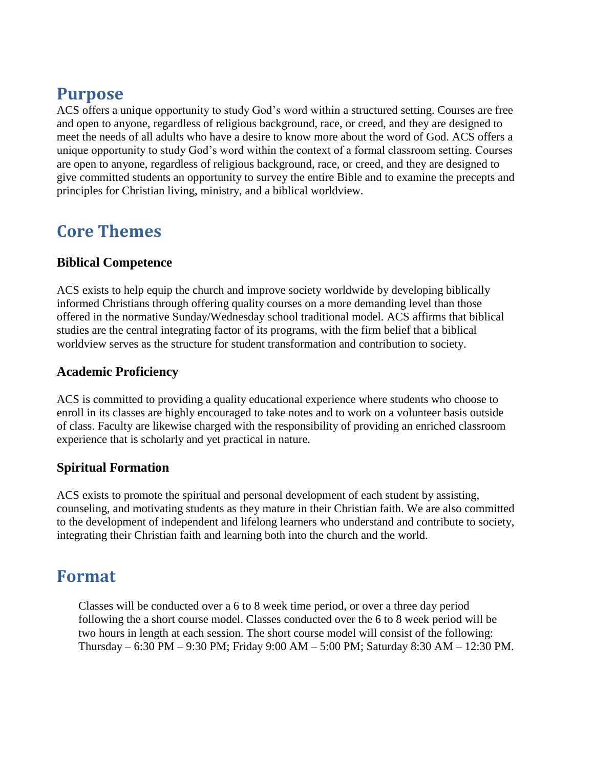## Purpose

ACS offers a unique opportunity to study God's word within a structured setting. Courses are free and open to anyone, regardless of religious background, race, or creed, and they are designed to meet the needs of all adults who have a desire to know more about the word of God. ACS offers a unique opportunity to study God's word within the context of a formal classroom setting. Courses are open to anyone, regardless of religious background, race, or creed, and they are designed to give committed students an opportunity to survey the entire Bible and to examine the precepts and principles for Christian living, ministry, and a biblical worldview.

## Core Themes

### Biblical Competence

ACS exists to help equip the church and improve society worldwide by developing biblically informed Christians through offering quality courses on a more demanding level than those offered in the normative Sunday/Wednesday school traditional model. ACS affirms that biblical studies are the central integrating factor of its programs, with the firm belief that a biblical worldview serves as the structure for student transformation and contribution to society.

### Academic Proficiency

ACS is committed to providing a quality educational experience where students who choose to enroll in its classes are highly encouraged to take notes and to work on a volunteer basis outside of class. Faculty are likewise charged with the responsibility of providing an enriched classroom experience that is scholarly and yet practical in nature.

### Spiritual Formation

ACS exists to promote the spiritual and personal development of each student by assisting, counseling, and motivating students as they mature in their Christian faith. We are also committed to the development of independent and lifelong learners who understand and contribute to society, integrating their Christian faith and learning both into the church and the world.

## Format

Classes will be conducted over a 6 to 8 week time period, or over a three day period following the a short course model. Classes conducted over the 6 to 8 week period will be two hours in length at each session. The short course model will consist of the following: Thursday – 6:30 PM – 9:30 PM; Friday 9:00 AM – 5:00 PM; Saturday 8:30 AM – 12:30 PM.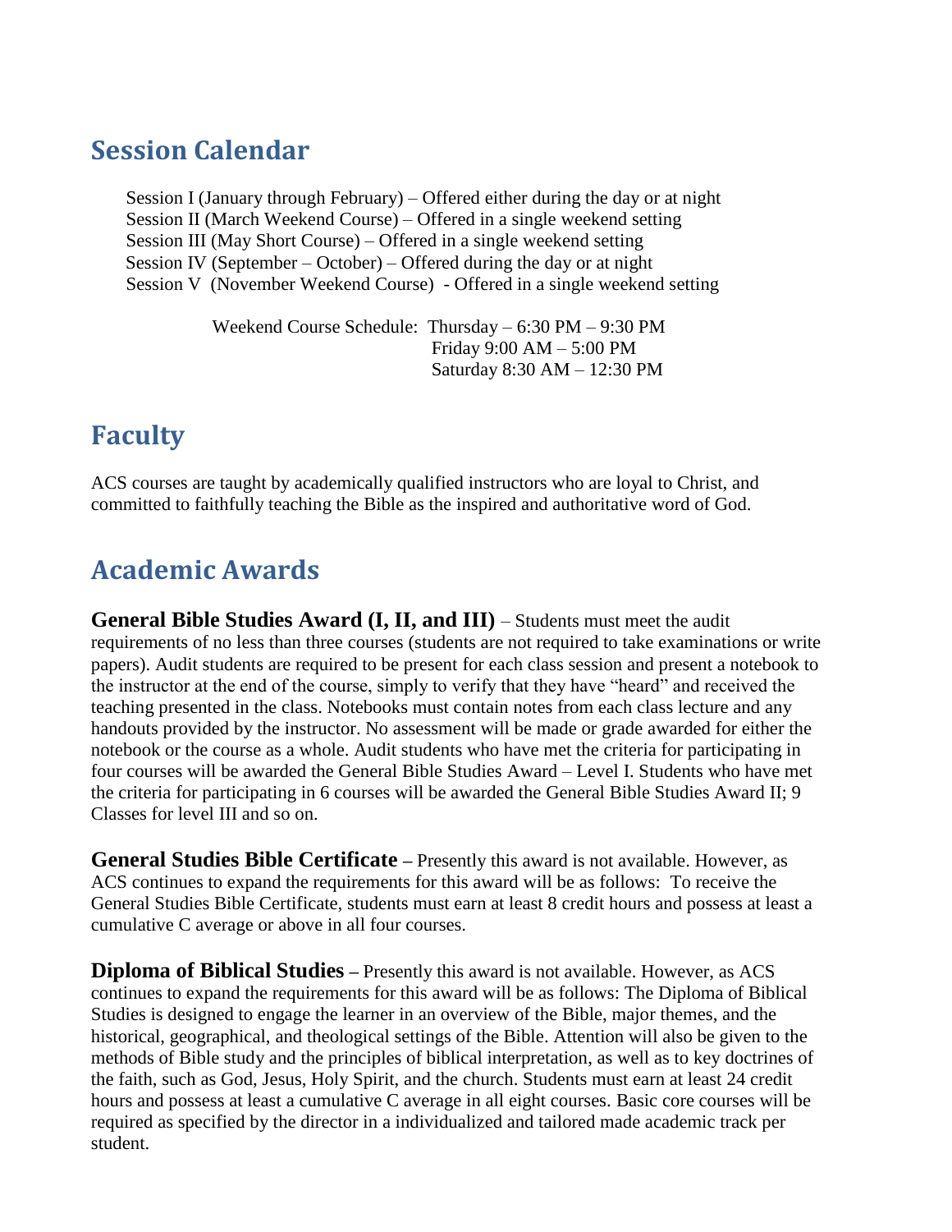## Session Calendar

Session I (January through February) – Offered either during the day or at night
Session II (March Weekend Course) – Offered in a single weekend setting
Session III (May Short Course) – Offered in a single weekend setting
Session IV (September – October) – Offered during the day or at night
Session V (November Weekend Course) - Offered in a single weekend setting

Weekend Course Schedule: Thursday – 6:30 PM – 9:30 PM
Friday 9:00 AM – 5:00 PM
Saturday 8:30 AM – 12:30 PM

## Faculty

ACS courses are taught by academically qualified instructors who are loyal to Christ, and committed to faithfully teaching the Bible as the inspired and authoritative word of God.

## Academic Awards

**General Bible Studies Award (I, II, and III)** – Students must meet the audit requirements of no less than three courses (students are not required to take examinations or write papers). Audit students are required to be present for each class session and present a notebook to the instructor at the end of the course, simply to verify that they have "heard" and received the teaching presented in the class. Notebooks must contain notes from each class lecture and any handouts provided by the instructor. No assessment will be made or grade awarded for either the notebook or the course as a whole. Audit students who have met the criteria for participating in four courses will be awarded the General Bible Studies Award – Level I. Students who have met the criteria for participating in 6 courses will be awarded the General Bible Studies Award II; 9 Classes for level III and so on.

**General Studies Bible Certificate** – Presently this award is not available. However, as ACS continues to expand the requirements for this award will be as follows: To receive the General Studies Bible Certificate, students must earn at least 8 credit hours and possess at least a cumulative C average or above in all four courses.

**Diploma of Biblical Studies** – Presently this award is not available. However, as ACS continues to expand the requirements for this award will be as follows: The Diploma of Biblical Studies is designed to engage the learner in an overview of the Bible, major themes, and the historical, geographical, and theological settings of the Bible. Attention will also be given to the methods of Bible study and the principles of biblical interpretation, as well as to key doctrines of the faith, such as God, Jesus, Holy Spirit, and the church. Students must earn at least 24 credit hours and possess at least a cumulative C average in all eight courses. Basic core courses will be required as specified by the director in a individualized and tailored made academic track per student.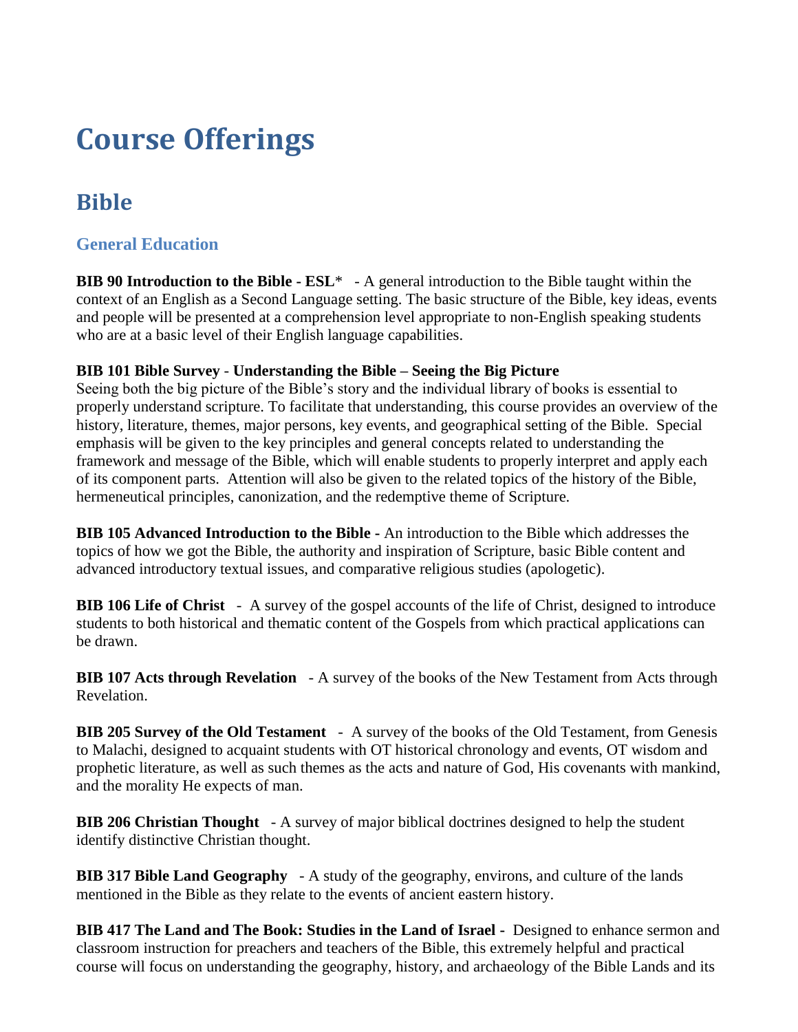# Course Offerings

## Bible

### General Education

**BIB 90 Introduction to the Bible - ESL*** - A general introduction to the Bible taught within the context of an English as a Second Language setting. The basic structure of the Bible, key ideas, events and people will be presented at a comprehension level appropriate to non-English speaking students who are at a basic level of their English language capabilities.

**BIB 101 Bible Survey - Understanding the Bible – Seeing the Big Picture**
Seeing both the big picture of the Bible's story and the individual library of books is essential to properly understand scripture. To facilitate that understanding, this course provides an overview of the history, literature, themes, major persons, key events, and geographical setting of the Bible. Special emphasis will be given to the key principles and general concepts related to understanding the framework and message of the Bible, which will enable students to properly interpret and apply each of its component parts. Attention will also be given to the related topics of the history of the Bible, hermeneutical principles, canonization, and the redemptive theme of Scripture.

**BIB 105 Advanced Introduction to the Bible -** An introduction to the Bible which addresses the topics of how we got the Bible, the authority and inspiration of Scripture, basic Bible content and advanced introductory textual issues, and comparative religious studies (apologetic).

**BIB 106 Life of Christ** - A survey of the gospel accounts of the life of Christ, designed to introduce students to both historical and thematic content of the Gospels from which practical applications can be drawn.

**BIB 107 Acts through Revelation** - A survey of the books of the New Testament from Acts through Revelation.

**BIB 205 Survey of the Old Testament** - A survey of the books of the Old Testament, from Genesis to Malachi, designed to acquaint students with OT historical chronology and events, OT wisdom and prophetic literature, as well as such themes as the acts and nature of God, His covenants with mankind, and the morality He expects of man.

**BIB 206 Christian Thought** - A survey of major biblical doctrines designed to help the student identify distinctive Christian thought.

**BIB 317 Bible Land Geography** - A study of the geography, environs, and culture of the lands mentioned in the Bible as they relate to the events of ancient eastern history.

**BIB 417 The Land and The Book: Studies in the Land of Israel -** Designed to enhance sermon and classroom instruction for preachers and teachers of the Bible, this extremely helpful and practical course will focus on understanding the geography, history, and archaeology of the Bible Lands and its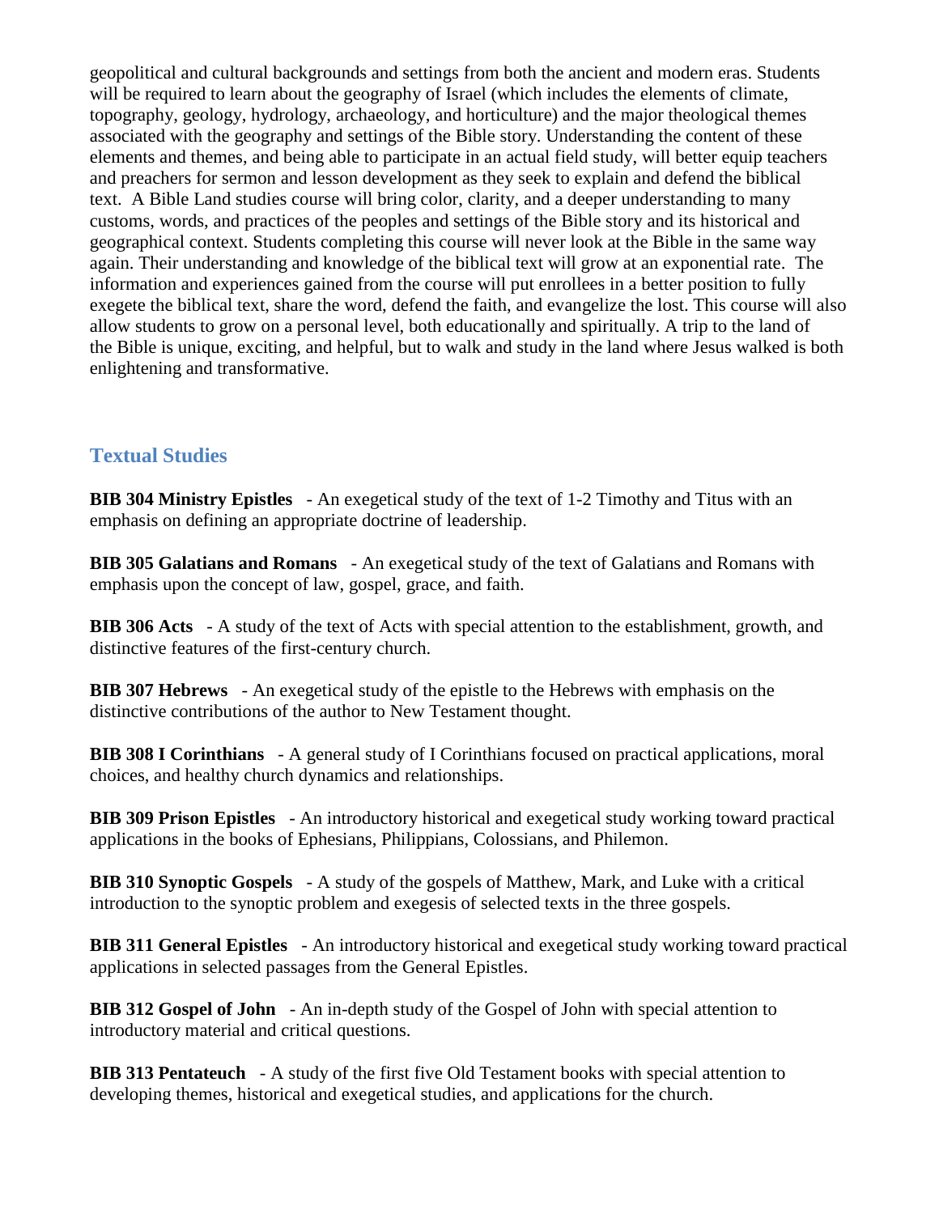geopolitical and cultural backgrounds and settings from both the ancient and modern eras. Students will be required to learn about the geography of Israel (which includes the elements of climate, topography, geology, hydrology, archaeology, and horticulture) and the major theological themes associated with the geography and settings of the Bible story. Understanding the content of these elements and themes, and being able to participate in an actual field study, will better equip teachers and preachers for sermon and lesson development as they seek to explain and defend the biblical text. A Bible Land studies course will bring color, clarity, and a deeper understanding to many customs, words, and practices of the peoples and settings of the Bible story and its historical and geographical context. Students completing this course will never look at the Bible in the same way again. Their understanding and knowledge of the biblical text will grow at an exponential rate. The information and experiences gained from the course will put enrollees in a better position to fully exegete the biblical text, share the word, defend the faith, and evangelize the lost. This course will also allow students to grow on a personal level, both educationally and spiritually. A trip to the land of the Bible is unique, exciting, and helpful, but to walk and study in the land where Jesus walked is both enlightening and transformative.

## Textual Studies

**BIB 304 Ministry Epistles** - An exegetical study of the text of 1-2 Timothy and Titus with an emphasis on defining an appropriate doctrine of leadership.

**BIB 305 Galatians and Romans** - An exegetical study of the text of Galatians and Romans with emphasis upon the concept of law, gospel, grace, and faith.

**BIB 306 Acts** - A study of the text of Acts with special attention to the establishment, growth, and distinctive features of the first-century church.

**BIB 307 Hebrews** - An exegetical study of the epistle to the Hebrews with emphasis on the distinctive contributions of the author to New Testament thought.

**BIB 308 I Corinthians** - A general study of I Corinthians focused on practical applications, moral choices, and healthy church dynamics and relationships.

**BIB 309 Prison Epistles** - An introductory historical and exegetical study working toward practical applications in the books of Ephesians, Philippians, Colossians, and Philemon.

**BIB 310 Synoptic Gospels** - A study of the gospels of Matthew, Mark, and Luke with a critical introduction to the synoptic problem and exegesis of selected texts in the three gospels.

**BIB 311 General Epistles** - An introductory historical and exegetical study working toward practical applications in selected passages from the General Epistles.

**BIB 312 Gospel of John** - An in-depth study of the Gospel of John with special attention to introductory material and critical questions.

**BIB 313 Pentateuch** - A study of the first five Old Testament books with special attention to developing themes, historical and exegetical studies, and applications for the church.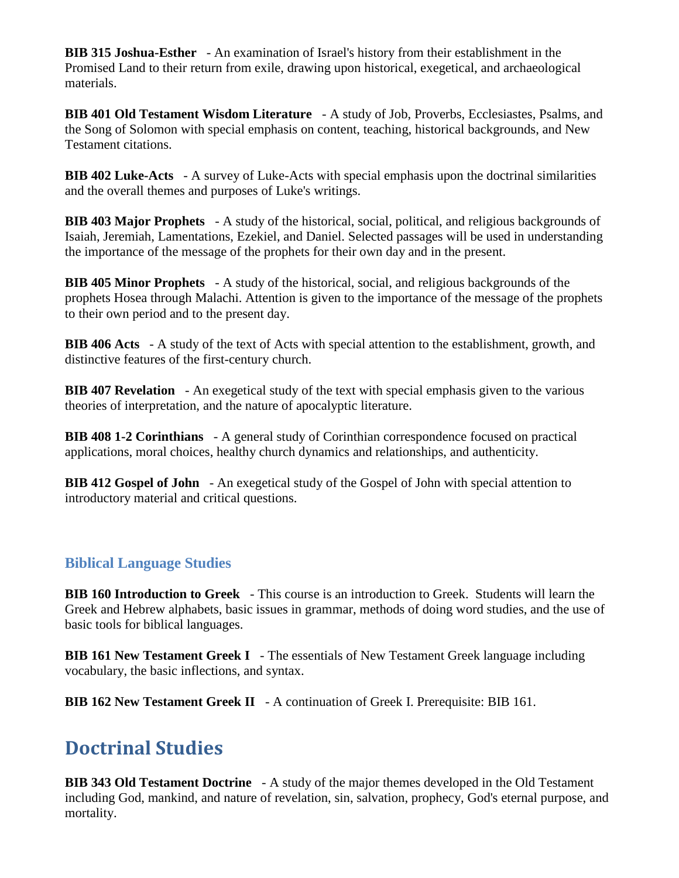**BIB 315 Joshua-Esther** - An examination of Israel's history from their establishment in the Promised Land to their return from exile, drawing upon historical, exegetical, and archaeological materials.

**BIB 401 Old Testament Wisdom Literature** - A study of Job, Proverbs, Ecclesiastes, Psalms, and the Song of Solomon with special emphasis on content, teaching, historical backgrounds, and New Testament citations.

**BIB 402 Luke-Acts** - A survey of Luke-Acts with special emphasis upon the doctrinal similarities and the overall themes and purposes of Luke's writings.

**BIB 403 Major Prophets** - A study of the historical, social, political, and religious backgrounds of Isaiah, Jeremiah, Lamentations, Ezekiel, and Daniel. Selected passages will be used in understanding the importance of the message of the prophets for their own day and in the present.

**BIB 405 Minor Prophets** - A study of the historical, social, and religious backgrounds of the prophets Hosea through Malachi. Attention is given to the importance of the message of the prophets to their own period and to the present day.

**BIB 406 Acts** - A study of the text of Acts with special attention to the establishment, growth, and distinctive features of the first-century church.

**BIB 407 Revelation** - An exegetical study of the text with special emphasis given to the various theories of interpretation, and the nature of apocalyptic literature.

**BIB 408 1-2 Corinthians** - A general study of Corinthian correspondence focused on practical applications, moral choices, healthy church dynamics and relationships, and authenticity.

**BIB 412 Gospel of John** - An exegetical study of the Gospel of John with special attention to introductory material and critical questions.

### Biblical Language Studies

**BIB 160 Introduction to Greek** - This course is an introduction to Greek. Students will learn the Greek and Hebrew alphabets, basic issues in grammar, methods of doing word studies, and the use of basic tools for biblical languages.

**BIB 161 New Testament Greek I** - The essentials of New Testament Greek language including vocabulary, the basic inflections, and syntax.

**BIB 162 New Testament Greek II** - A continuation of Greek I. Prerequisite: BIB 161.

## Doctrinal Studies

**BIB 343 Old Testament Doctrine** - A study of the major themes developed in the Old Testament including God, mankind, and nature of revelation, sin, salvation, prophecy, God's eternal purpose, and mortality.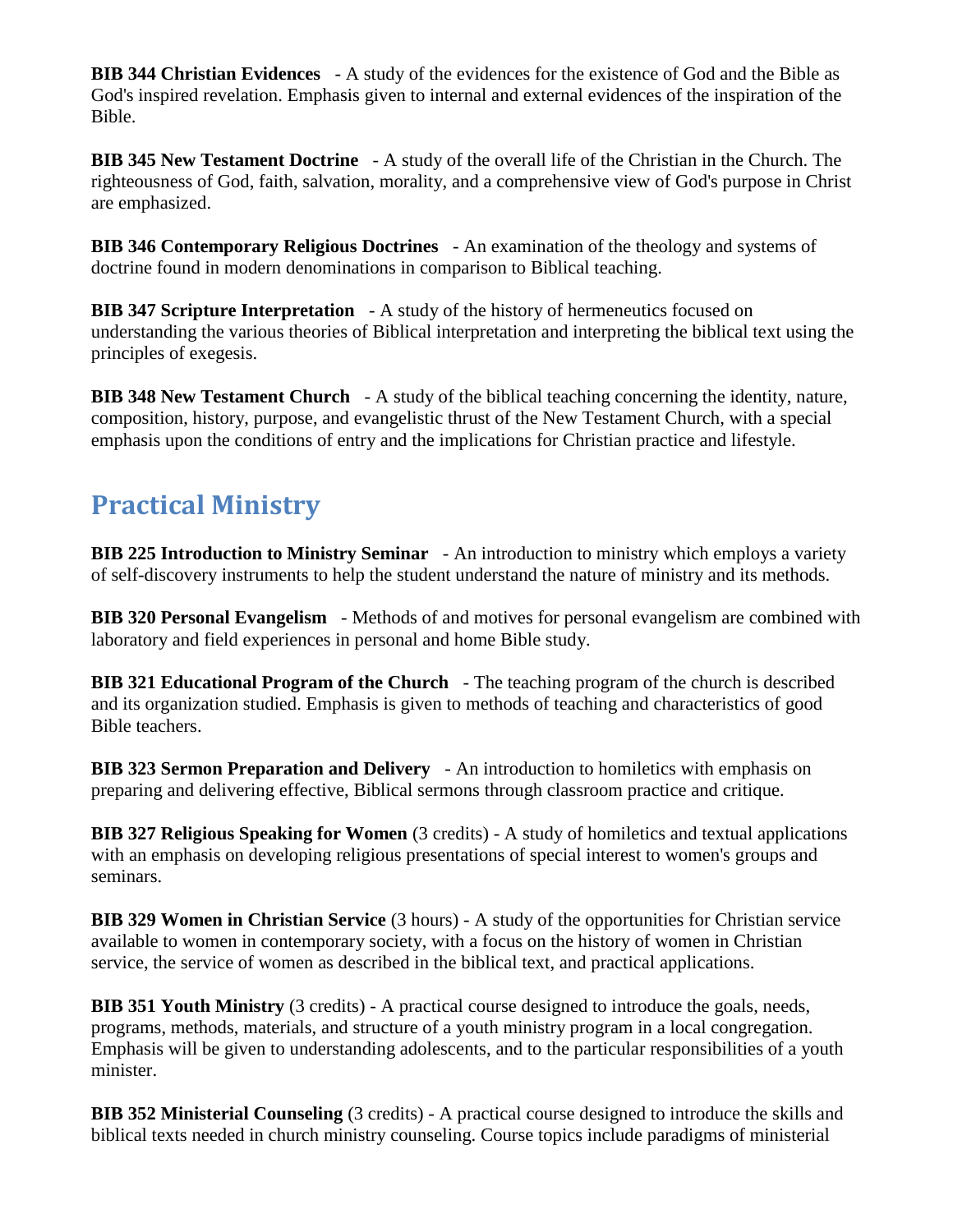**BIB 344 Christian Evidences** - A study of the evidences for the existence of God and the Bible as God's inspired revelation. Emphasis given to internal and external evidences of the inspiration of the Bible.

**BIB 345 New Testament Doctrine** - A study of the overall life of the Christian in the Church. The righteousness of God, faith, salvation, morality, and a comprehensive view of God's purpose in Christ are emphasized.

**BIB 346 Contemporary Religious Doctrines** - An examination of the theology and systems of doctrine found in modern denominations in comparison to Biblical teaching.

**BIB 347 Scripture Interpretation** - A study of the history of hermeneutics focused on understanding the various theories of Biblical interpretation and interpreting the biblical text using the principles of exegesis.

**BIB 348 New Testament Church** - A study of the biblical teaching concerning the identity, nature, composition, history, purpose, and evangelistic thrust of the New Testament Church, with a special emphasis upon the conditions of entry and the implications for Christian practice and lifestyle.

## Practical Ministry

**BIB 225 Introduction to Ministry Seminar** - An introduction to ministry which employs a variety of self-discovery instruments to help the student understand the nature of ministry and its methods.

**BIB 320 Personal Evangelism** - Methods of and motives for personal evangelism are combined with laboratory and field experiences in personal and home Bible study.

**BIB 321 Educational Program of the Church** - The teaching program of the church is described and its organization studied. Emphasis is given to methods of teaching and characteristics of good Bible teachers.

**BIB 323 Sermon Preparation and Delivery** - An introduction to homiletics with emphasis on preparing and delivering effective, Biblical sermons through classroom practice and critique.

**BIB 327 Religious Speaking for Women** (3 credits) - A study of homiletics and textual applications with an emphasis on developing religious presentations of special interest to women's groups and seminars.

**BIB 329 Women in Christian Service** (3 hours) - A study of the opportunities for Christian service available to women in contemporary society, with a focus on the history of women in Christian service, the service of women as described in the biblical text, and practical applications.

**BIB 351 Youth Ministry** (3 credits) - A practical course designed to introduce the goals, needs, programs, methods, materials, and structure of a youth ministry program in a local congregation. Emphasis will be given to understanding adolescents, and to the particular responsibilities of a youth minister.

**BIB 352 Ministerial Counseling** (3 credits) - A practical course designed to introduce the skills and biblical texts needed in church ministry counseling. Course topics include paradigms of ministerial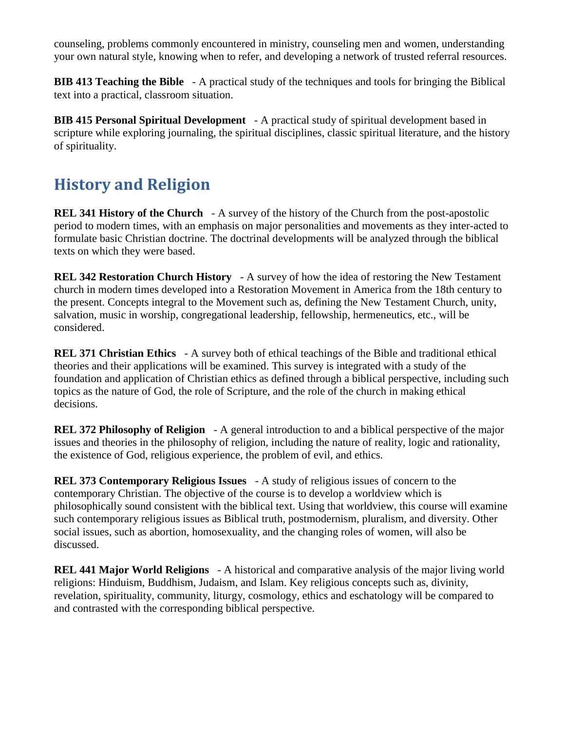counseling, problems commonly encountered in ministry, counseling men and women, understanding your own natural style, knowing when to refer, and developing a network of trusted referral resources.

**BIB 413 Teaching the Bible** - A practical study of the techniques and tools for bringing the Biblical text into a practical, classroom situation.

**BIB 415 Personal Spiritual Development** - A practical study of spiritual development based in scripture while exploring journaling, the spiritual disciplines, classic spiritual literature, and the history of spirituality.

## History and Religion

**REL 341 History of the Church** - A survey of the history of the Church from the post-apostolic period to modern times, with an emphasis on major personalities and movements as they inter-acted to formulate basic Christian doctrine. The doctrinal developments will be analyzed through the biblical texts on which they were based.

**REL 342 Restoration Church History** - A survey of how the idea of restoring the New Testament church in modern times developed into a Restoration Movement in America from the 18th century to the present. Concepts integral to the Movement such as, defining the New Testament Church, unity, salvation, music in worship, congregational leadership, fellowship, hermeneutics, etc., will be considered.

**REL 371 Christian Ethics** - A survey both of ethical teachings of the Bible and traditional ethical theories and their applications will be examined. This survey is integrated with a study of the foundation and application of Christian ethics as defined through a biblical perspective, including such topics as the nature of God, the role of Scripture, and the role of the church in making ethical decisions.

**REL 372 Philosophy of Religion** - A general introduction to and a biblical perspective of the major issues and theories in the philosophy of religion, including the nature of reality, logic and rationality, the existence of God, religious experience, the problem of evil, and ethics.

**REL 373 Contemporary Religious Issues** - A study of religious issues of concern to the contemporary Christian. The objective of the course is to develop a worldview which is philosophically sound consistent with the biblical text. Using that worldview, this course will examine such contemporary religious issues as Biblical truth, postmodernism, pluralism, and diversity. Other social issues, such as abortion, homosexuality, and the changing roles of women, will also be discussed.

**REL 441 Major World Religions** - A historical and comparative analysis of the major living world religions: Hinduism, Buddhism, Judaism, and Islam. Key religious concepts such as, divinity, revelation, spirituality, community, liturgy, cosmology, ethics and eschatology will be compared to and contrasted with the corresponding biblical perspective.